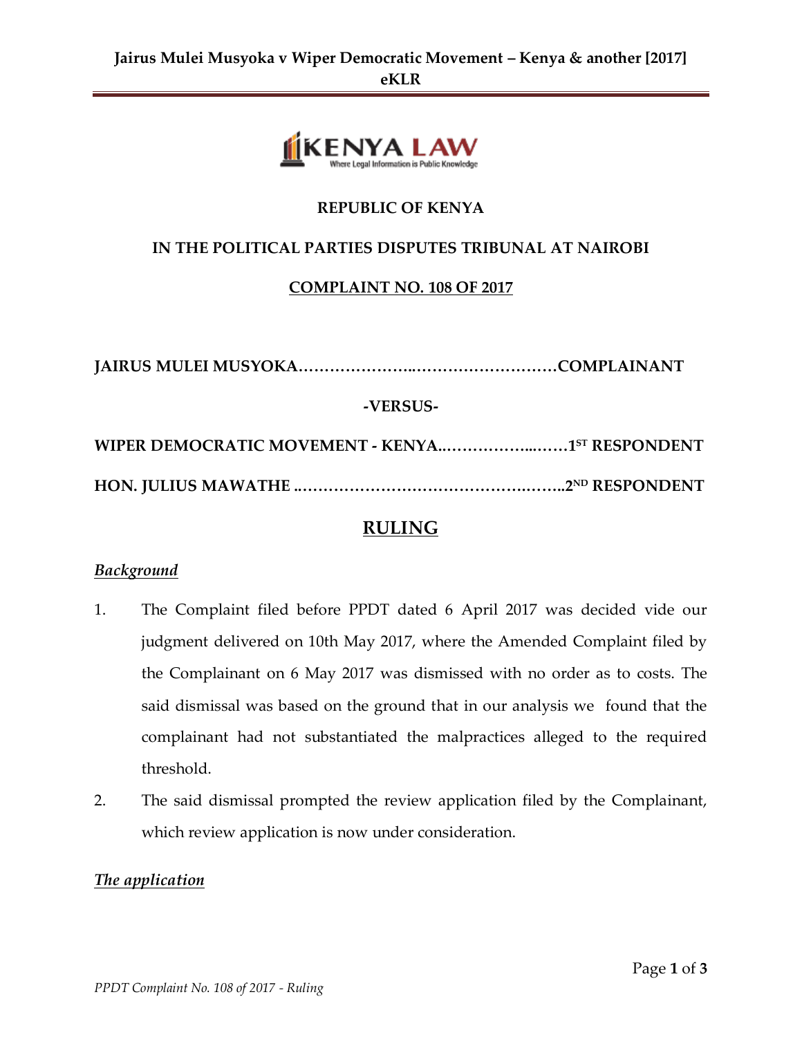**REPUBLIC OF KENYA**

**IN THE POLITICAL PARTIES DISPUTES TRIBUNAL AT NAIROBI**

**COMPLAINT NO. 108 OF 2017**

**JAIRUS MULEI MUSYOKA………………..………………………COMPLAINANT**

**-VERSUS-**

**WIPER DEMOCRATIC MOVEMENT - KENYA...……………..……1ST RESPONDENT**

**HON. JULIUS MAWATHE ..……………………………………….……..2ND RESPONDENT**

## RULING

### *Background*

1. The Complaint filed before PPDT dated 6 April 2017 was decided vide our judgment delivered on 10th May 2017, where the Amended Complaint filed by the Complainant on 6 May 2017 was dismissed with no order as to costs. The said dismissal was based on the ground that in our analysis we found that the complainant had not substantiated the malpractices alleged to the required threshold.
2. The said dismissal prompted the review application filed by the Complainant, which review application is now under consideration.

### *The application*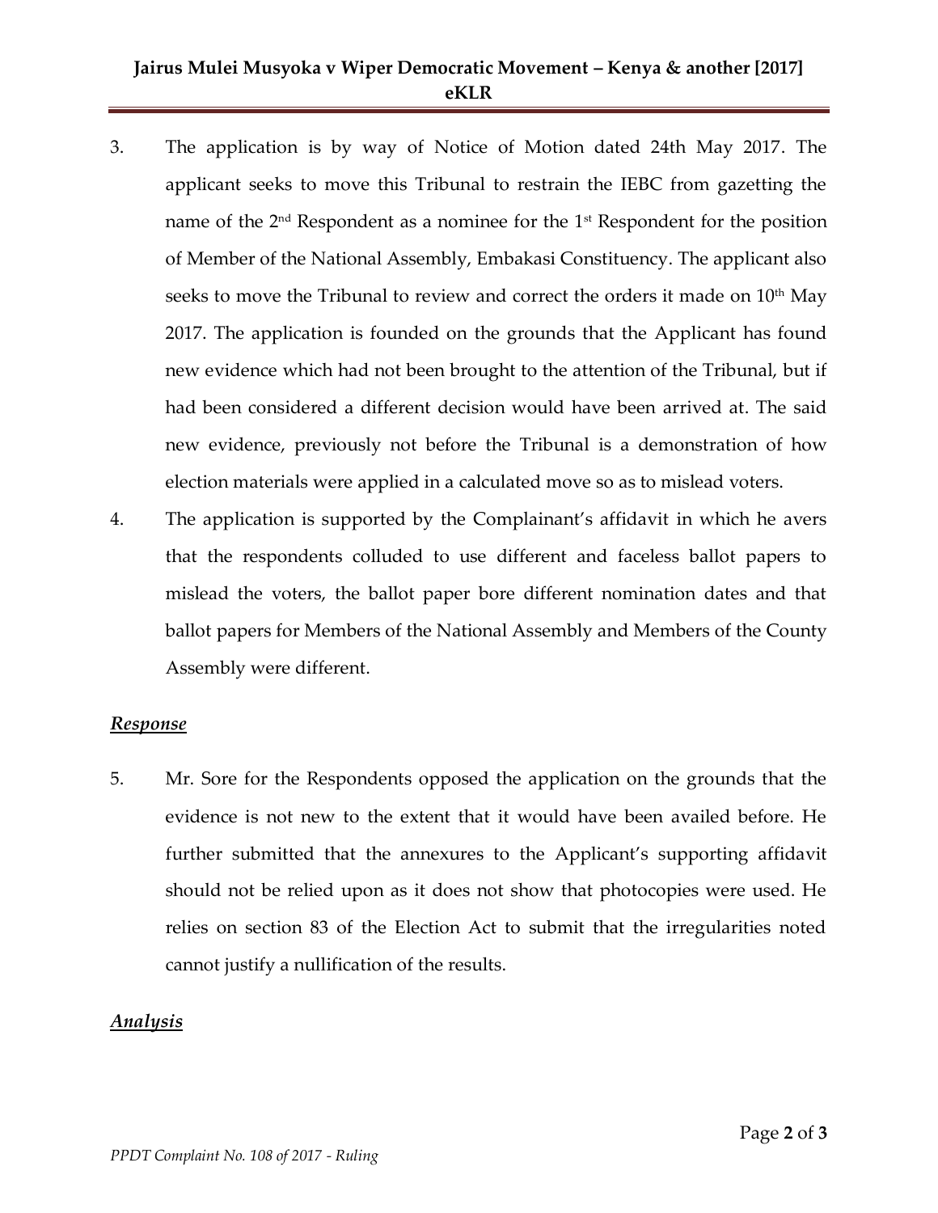3. The application is by way of Notice of Motion dated 24th May 2017. The applicant seeks to move this Tribunal to restrain the IEBC from gazetting the name of the 2nd Respondent as a nominee for the 1st Respondent for the position of Member of the National Assembly, Embakasi Constituency. The applicant also seeks to move the Tribunal to review and correct the orders it made on 10th May 2017. The application is founded on the grounds that the Applicant has found new evidence which had not been brought to the attention of the Tribunal, but if had been considered a different decision would have been arrived at. The said new evidence, previously not before the Tribunal is a demonstration of how election materials were applied in a calculated move so as to mislead voters.

4. The application is supported by the Complainant's affidavit in which he avers that the respondents colluded to use different and faceless ballot papers to mislead the voters, the ballot paper bore different nomination dates and that ballot papers for Members of the National Assembly and Members of the County Assembly were different.

***Response***

5. Mr. Sore for the Respondents opposed the application on the grounds that the evidence is not new to the extent that it would have been availed before. He further submitted that the annexures to the Applicant's supporting affidavit should not be relied upon as it does not show that photocopies were used. He relies on section 83 of the Election Act to submit that the irregularities noted cannot justify a nullification of the results.

***Analysis***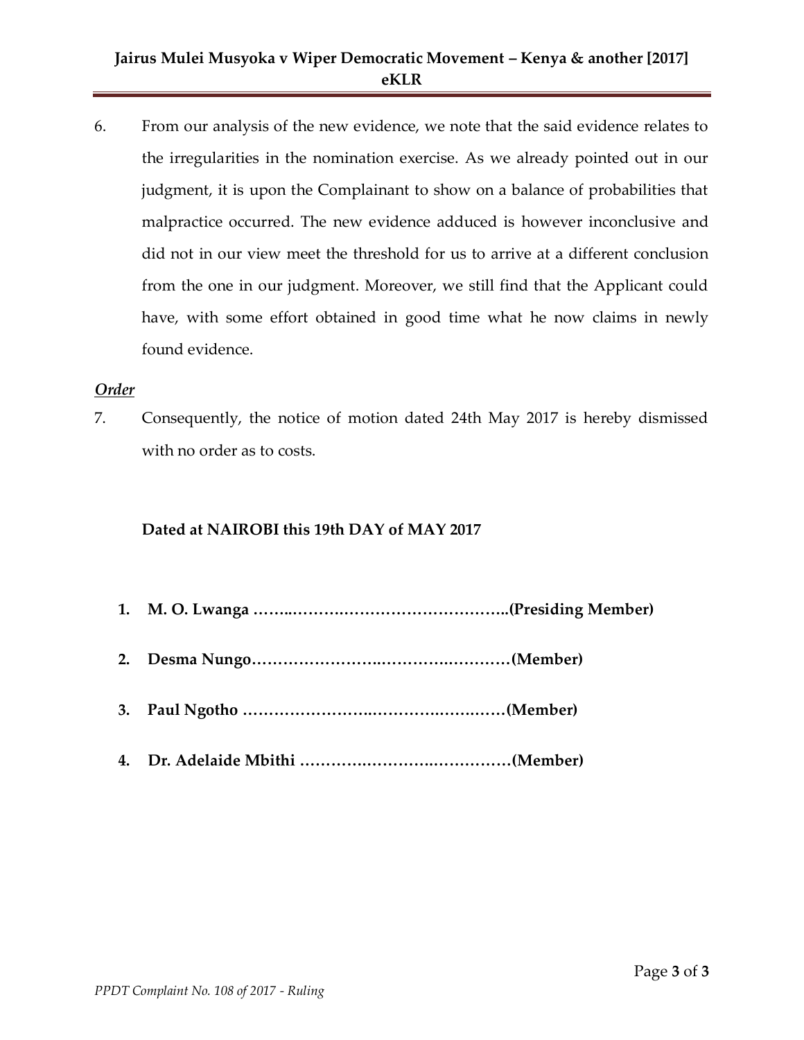6. From our analysis of the new evidence, we note that the said evidence relates to the irregularities in the nomination exercise. As we already pointed out in our judgment, it is upon the Complainant to show on a balance of probabilities that malpractice occurred. The new evidence adduced is however inconclusive and did not in our view meet the threshold for us to arrive at a different conclusion from the one in our judgment. Moreover, we still find that the Applicant could have, with some effort obtained in good time what he now claims in newly found evidence.

***Order***

7. Consequently, the notice of motion dated 24th May 2017 is hereby dismissed with no order as to costs.

**Dated at NAIROBI this 19th DAY of MAY 2017**

1. **M. O. Lwanga ……..……….……………………………..(Presiding Member)**
2. **Desma Nungo…………………..……….…….……(Member)**
3. **Paul Ngotho ………………….……….…….……(Member)**
4. **Dr. Adelaide Mbithi ……….………….……………(Member)**